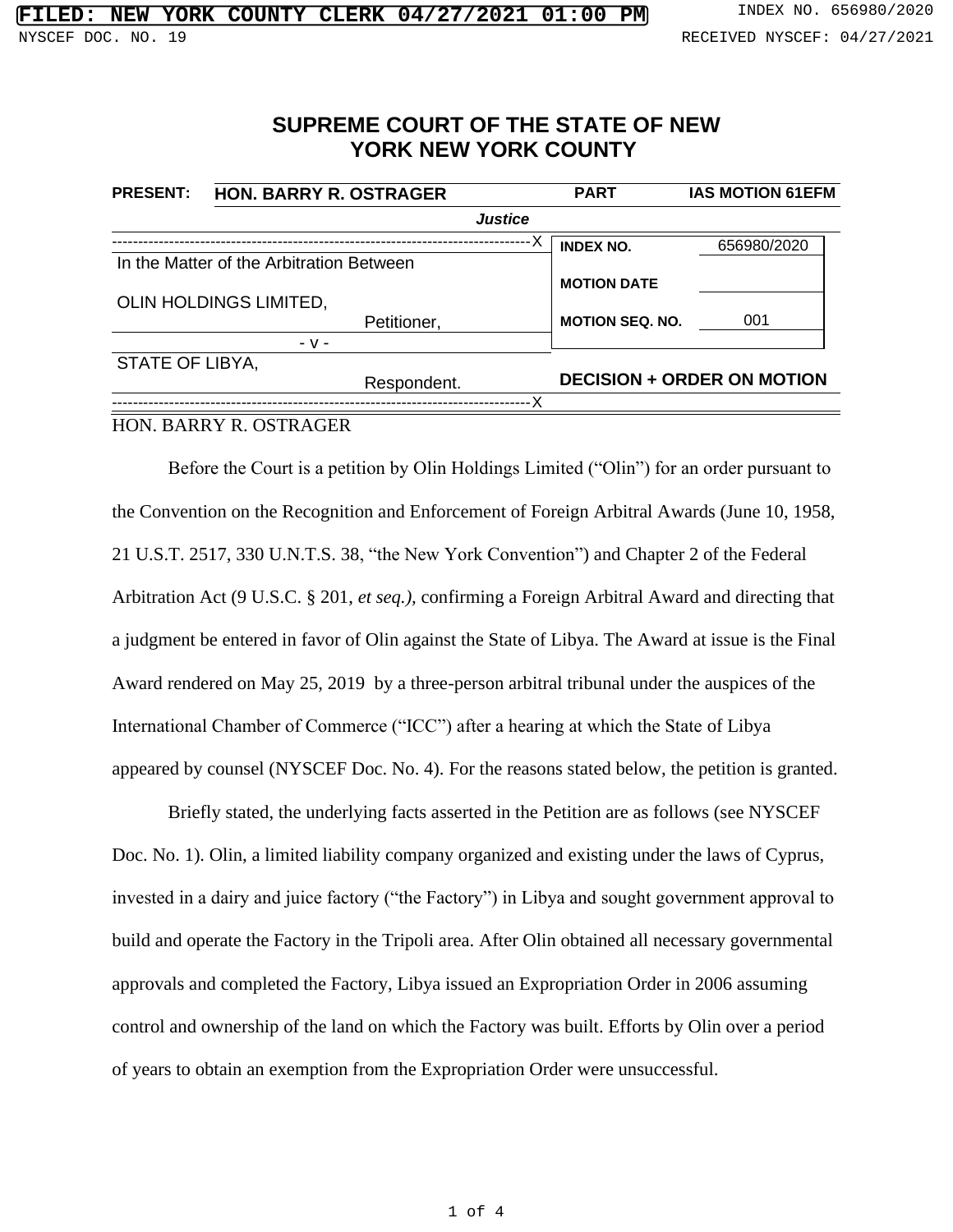FILED: NEW YORK COUNTY CLERK 04/27/2021 01:00 PM

INDEX NO. 656980/2020

NYSCEF DOC. NO. 19

RECEIVED NYSCEF: 04/27/2021

# SUPREME COURT OF THE STATE OF NEW YORK NEW YORK COUNTY

| **PRESENT:** | **HON. BARRY R. OSTRAGER** | **PART** | **IAS MOTION 61EFM** |
|---|---|---|---|
| | ***Justice*** | | |

| | | |
|---|---|---|
| In the Matter of the Arbitration Between<br><br>OLIN HOLDINGS LIMITED,<br>Petitioner,<br><br>- v -<br><br>STATE OF LIBYA,<br>Respondent. | **INDEX NO.** | 656980/2020 |
| | **MOTION DATE** | |
| | **MOTION SEQ. NO.** | 001 |

**DECISION + ORDER ON MOTION**

HON. BARRY R. OSTRAGER

Before the Court is a petition by Olin Holdings Limited ("Olin") for an order pursuant to the Convention on the Recognition and Enforcement of Foreign Arbitral Awards (June 10, 1958, 21 U.S.T. 2517, 330 U.N.T.S. 38, "the New York Convention") and Chapter 2 of the Federal Arbitration Act (9 U.S.C. § 201, *et seq.),* confirming a Foreign Arbitral Award and directing that a judgment be entered in favor of Olin against the State of Libya. The Award at issue is the Final Award rendered on May 25, 2019 by a three-person arbitral tribunal under the auspices of the International Chamber of Commerce ("ICC") after a hearing at which the State of Libya appeared by counsel (NYSCEF Doc. No. 4). For the reasons stated below, the petition is granted.

Briefly stated, the underlying facts asserted in the Petition are as follows (see NYSCEF Doc. No. 1). Olin, a limited liability company organized and existing under the laws of Cyprus, invested in a dairy and juice factory ("the Factory") in Libya and sought government approval to build and operate the Factory in the Tripoli area. After Olin obtained all necessary governmental approvals and completed the Factory, Libya issued an Expropriation Order in 2006 assuming control and ownership of the land on which the Factory was built. Efforts by Olin over a period of years to obtain an exemption from the Expropriation Order were unsuccessful.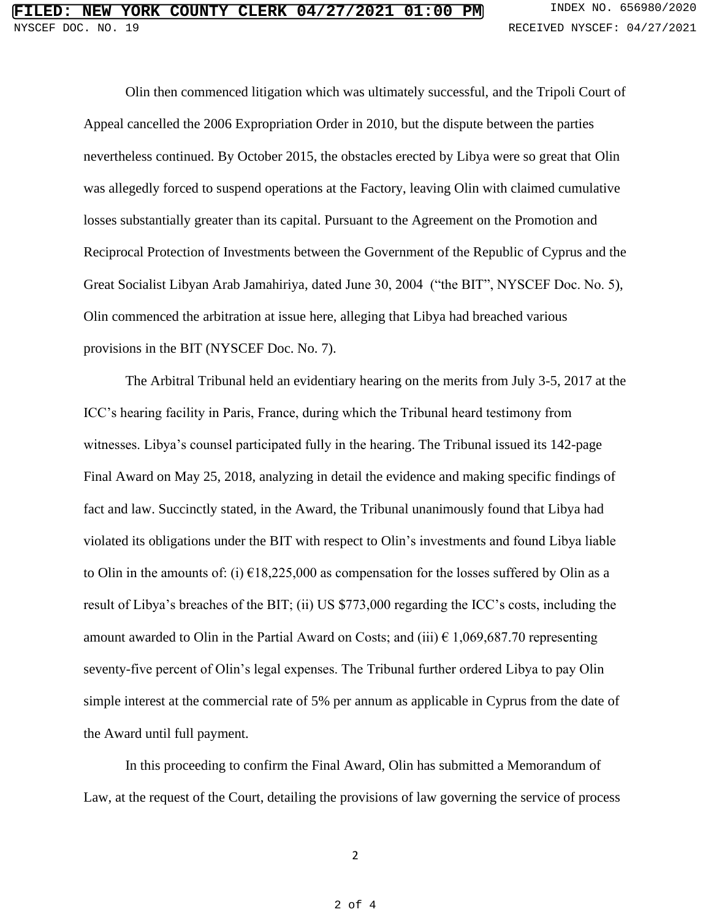Olin then commenced litigation which was ultimately successful, and the Tripoli Court of Appeal cancelled the 2006 Expropriation Order in 2010, but the dispute between the parties nevertheless continued. By October 2015, the obstacles erected by Libya were so great that Olin was allegedly forced to suspend operations at the Factory, leaving Olin with claimed cumulative losses substantially greater than its capital. Pursuant to the Agreement on the Promotion and Reciprocal Protection of Investments between the Government of the Republic of Cyprus and the Great Socialist Libyan Arab Jamahiriya, dated June 30, 2004 ("the BIT", NYSCEF Doc. No. 5), Olin commenced the arbitration at issue here, alleging that Libya had breached various provisions in the BIT (NYSCEF Doc. No. 7).

The Arbitral Tribunal held an evidentiary hearing on the merits from July 3-5, 2017 at the ICC's hearing facility in Paris, France, during which the Tribunal heard testimony from witnesses. Libya's counsel participated fully in the hearing. The Tribunal issued its 142-page Final Award on May 25, 2018, analyzing in detail the evidence and making specific findings of fact and law. Succinctly stated, in the Award, the Tribunal unanimously found that Libya had violated its obligations under the BIT with respect to Olin's investments and found Libya liable to Olin in the amounts of: (i) €18,225,000 as compensation for the losses suffered by Olin as a result of Libya's breaches of the BIT; (ii) US $773,000 regarding the ICC's costs, including the amount awarded to Olin in the Partial Award on Costs; and (iii) € 1,069,687.70 representing seventy-five percent of Olin's legal expenses. The Tribunal further ordered Libya to pay Olin simple interest at the commercial rate of 5% per annum as applicable in Cyprus from the date of the Award until full payment.

In this proceeding to confirm the Final Award, Olin has submitted a Memorandum of Law, at the request of the Court, detailing the provisions of law governing the service of process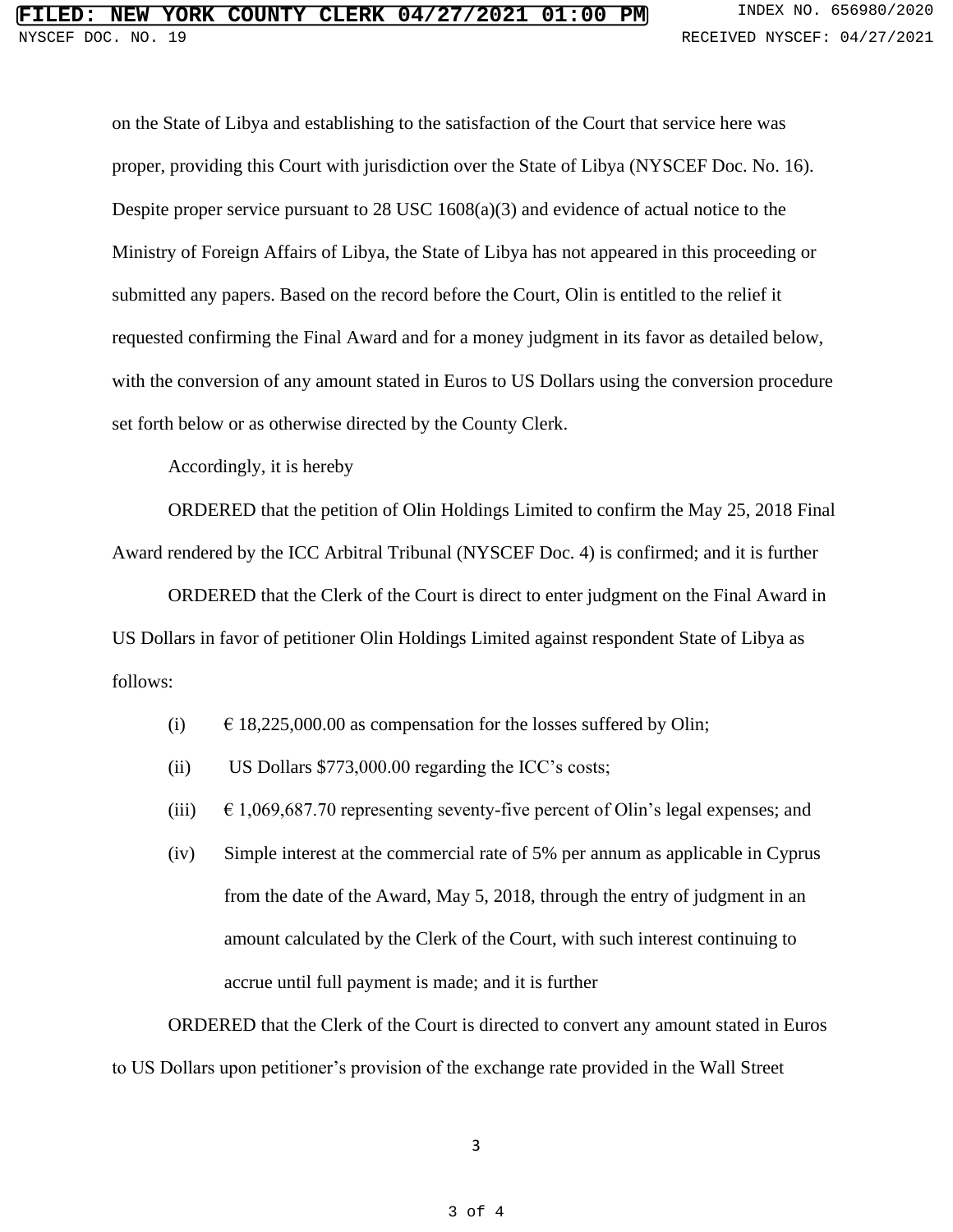on the State of Libya and establishing to the satisfaction of the Court that service here was proper, providing this Court with jurisdiction over the State of Libya (NYSCEF Doc. No. 16). Despite proper service pursuant to 28 USC 1608(a)(3) and evidence of actual notice to the Ministry of Foreign Affairs of Libya, the State of Libya has not appeared in this proceeding or submitted any papers. Based on the record before the Court, Olin is entitled to the relief it requested confirming the Final Award and for a money judgment in its favor as detailed below, with the conversion of any amount stated in Euros to US Dollars using the conversion procedure set forth below or as otherwise directed by the County Clerk.

Accordingly, it is hereby

ORDERED that the petition of Olin Holdings Limited to confirm the May 25, 2018 Final Award rendered by the ICC Arbitral Tribunal (NYSCEF Doc. 4) is confirmed; and it is further

ORDERED that the Clerk of the Court is direct to enter judgment on the Final Award in US Dollars in favor of petitioner Olin Holdings Limited against respondent State of Libya as follows:

(i) € 18,225,000.00 as compensation for the losses suffered by Olin;

(ii) US Dollars $773,000.00 regarding the ICC's costs;

(iii) € 1,069,687.70 representing seventy-five percent of Olin's legal expenses; and

(iv) Simple interest at the commercial rate of 5% per annum as applicable in Cyprus from the date of the Award, May 5, 2018, through the entry of judgment in an amount calculated by the Clerk of the Court, with such interest continuing to accrue until full payment is made; and it is further

ORDERED that the Clerk of the Court is directed to convert any amount stated in Euros to US Dollars upon petitioner's provision of the exchange rate provided in the Wall Street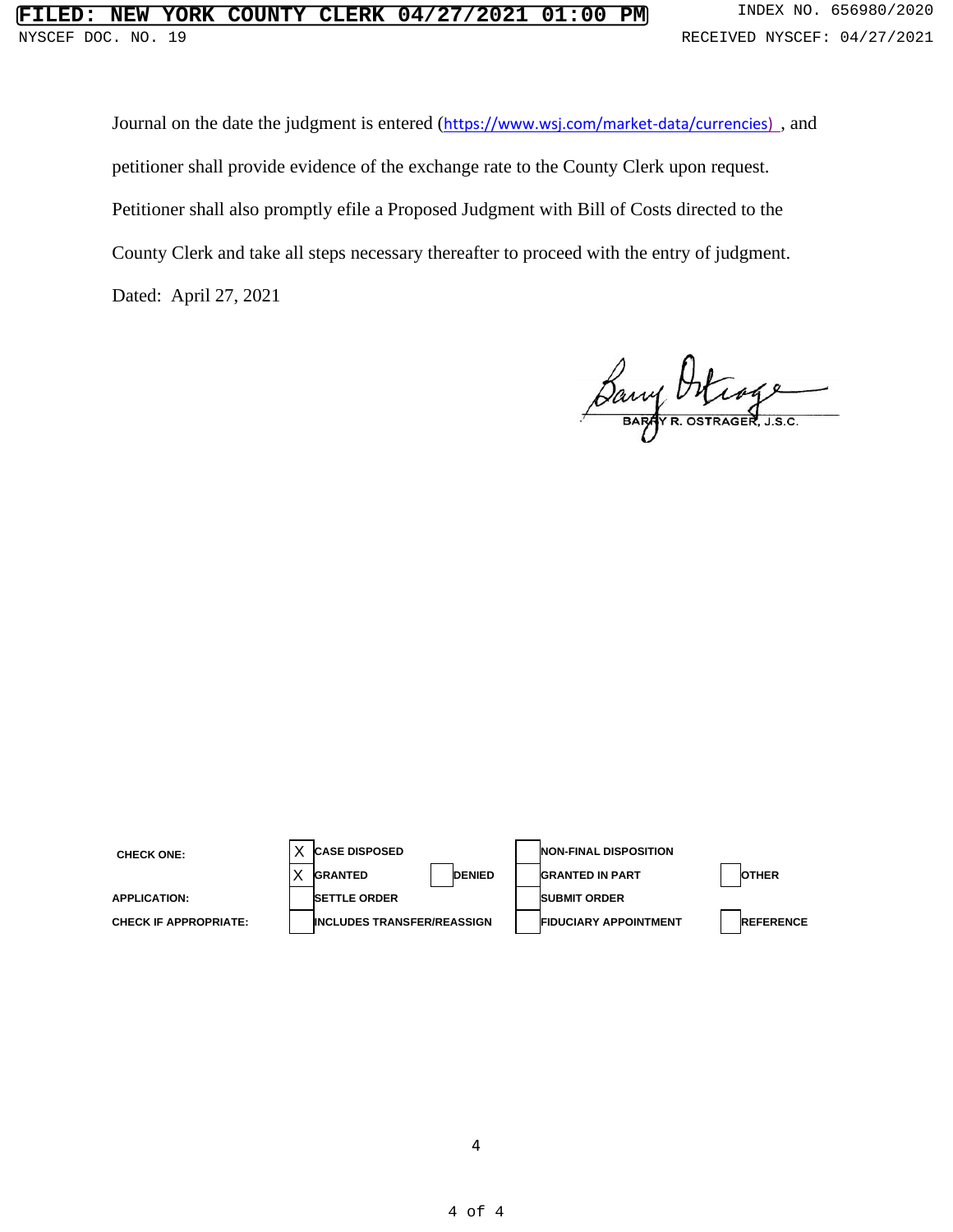Journal on the date the judgment is entered (https://www.wsj.com/market-data/currencies) , and petitioner shall provide evidence of the exchange rate to the County Clerk upon request. Petitioner shall also promptly efile a Proposed Judgment with Bill of Costs directed to the County Clerk and take all steps necessary thereafter to proceed with the entry of judgment.

Dated: April 27, 2021

BARRY R. OSTRAGER, J.S.C.

| | | | | | | | |
|---|---|---|---|---|---|---|---|
| CHECK ONE: | X | CASE DISPOSED | | | | NON-FINAL DISPOSITION | | |
| | X | GRANTED | | DENIED | | GRANTED IN PART | | OTHER |
| APPLICATION: | | SETTLE ORDER | | | | SUBMIT ORDER | | |
| CHECK IF APPROPRIATE: | | INCLUDES TRANSFER/REASSIGN | | | | FIDUCIARY APPOINTMENT | | REFERENCE |